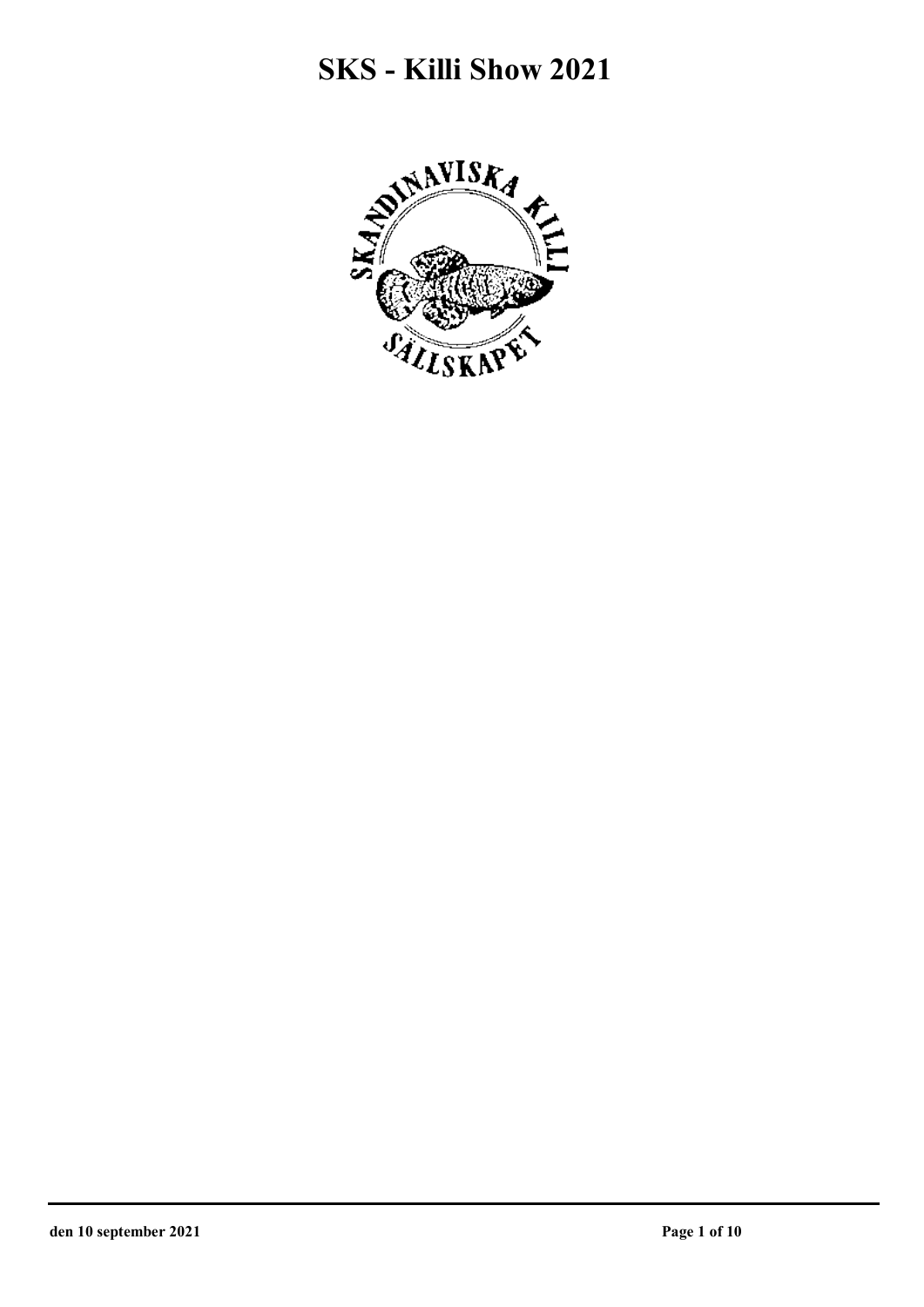# SKS - Killi Show 2021

SKANDINAVISKA KILLI SÄLLSKAPET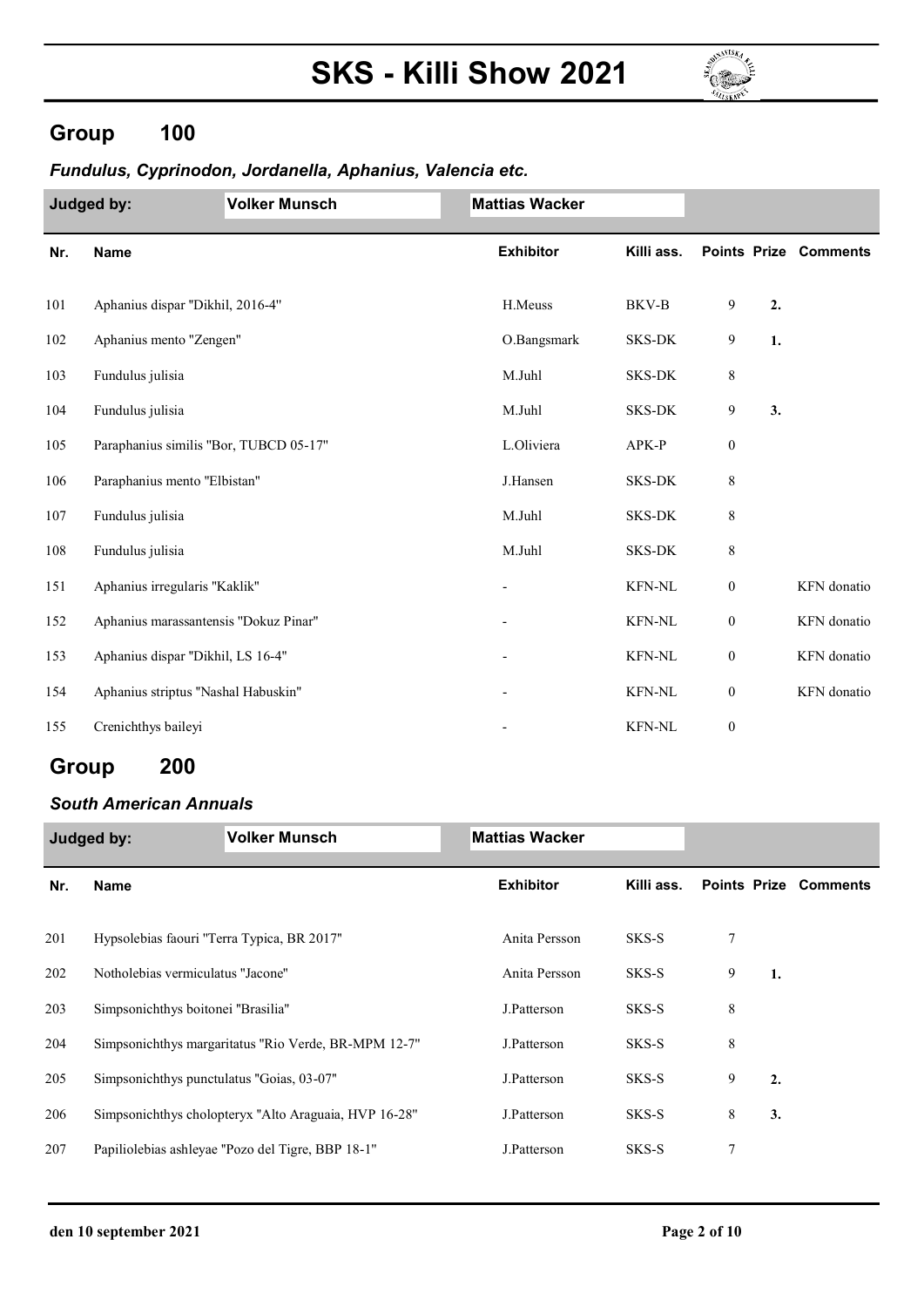# SKS - Killi Show 2021

## Group 100

### *Fundulus, Cyprinodon, Jordanella, Aphanius, Valencia etc.*

| Judged by: | Volker Munsch | Mattias Wacker | | | | |
|---|---|---|---|---|---|---|
| **Nr.** | **Name** | **Exhibitor** | **Killi ass.** | **Points** | **Prize** | **Comments** |
| 101 | Aphanius dispar "Dikhil, 2016-4" | H.Meuss | BKV-B | 9 | 2. | |
| 102 | Aphanius mento "Zengen" | O.Bangsmark | SKS-DK | 9 | 1. | |
| 103 | Fundulus julisia | M.Juhl | SKS-DK | 8 | | |
| 104 | Fundulus julisia | M.Juhl | SKS-DK | 9 | 3. | |
| 105 | Paraphanius similis "Bor, TUBCD 05-17" | L.Oliviera | APK-P | 0 | | |
| 106 | Paraphanius mento "Elbistan" | J.Hansen | SKS-DK | 8 | | |
| 107 | Fundulus julisia | M.Juhl | SKS-DK | 8 | | |
| 108 | Fundulus julisia | M.Juhl | SKS-DK | 8 | | |
| 151 | Aphanius irregularis "Kaklik" | - | KFN-NL | 0 | | KFN donatio |
| 152 | Aphanius marassantensis "Dokuz Pinar" | - | KFN-NL | 0 | | KFN donatio |
| 153 | Aphanius dispar "Dikhil, LS 16-4" | - | KFN-NL | 0 | | KFN donatio |
| 154 | Aphanius striptus "Nashal Habuskin" | - | KFN-NL | 0 | | KFN donatio |
| 155 | Crenichthys baileyi | - | KFN-NL | 0 | | |

## Group 200

### *South American Annuals*

| Judged by: | Volker Munsch | Mattias Wacker | | | | |
|---|---|---|---|---|---|---|
| **Nr.** | **Name** | **Exhibitor** | **Killi ass.** | **Points** | **Prize** | **Comments** |
| 201 | Hypsolebias faouri "Terra Typica, BR 2017" | Anita Persson | SKS-S | 7 | | |
| 202 | Notholebias vermiculatus "Jacone" | Anita Persson | SKS-S | 9 | 1. | |
| 203 | Simpsonichthys boitonei "Brasilia" | J.Patterson | SKS-S | 8 | | |
| 204 | Simpsonichthys margaritatus "Rio Verde, BR-MPM 12-7" | J.Patterson | SKS-S | 8 | | |
| 205 | Simpsonichthys punctulatus "Goias, 03-07" | J.Patterson | SKS-S | 9 | 2. | |
| 206 | Simpsonichthys cholopteryx "Alto Araguaia, HVP 16-28" | J.Patterson | SKS-S | 8 | 3. | |
| 207 | Papiliolebias ashleyae "Pozo del Tigre, BBP 18-1" | J.Patterson | SKS-S | 7 | | |

**den 10 september 2021**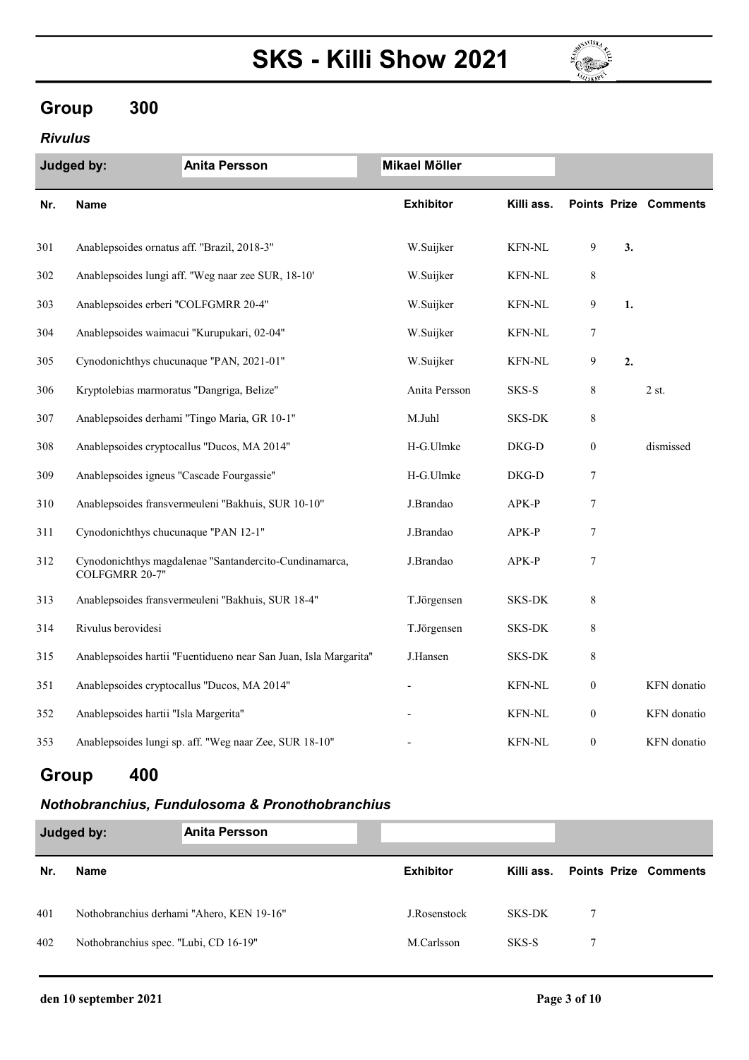## Group 300

### *Rivulus*

| Judged by: | Anita Persson | Mikael Möller | | | | |
|---|---|---|---|---|---|---|
| **Nr.** | **Name** | **Exhibitor** | **Killi ass.** | **Points** | **Prize** | **Comments** |
| 301 | Anablepsoides ornatus aff. "Brazil, 2018-3" | W.Suijker | KFN-NL | 9 | 3. | |
| 302 | Anablepsoides lungi aff. "Weg naar zee SUR, 18-10' | W.Suijker | KFN-NL | 8 | | |
| 303 | Anablepsoides erberi "COLFGMRR 20-4" | W.Suijker | KFN-NL | 9 | 1. | |
| 304 | Anablepsoides waimacui "Kurupukari, 02-04" | W.Suijker | KFN-NL | 7 | | |
| 305 | Cynodonichthys chucunaque "PAN, 2021-01" | W.Suijker | KFN-NL | 9 | 2. | |
| 306 | Kryptolebias marmoratus "Dangriga, Belize" | Anita Persson | SKS-S | 8 | | 2 st. |
| 307 | Anablepsoides derhami "Tingo Maria, GR 10-1" | M.Juhl | SKS-DK | 8 | | |
| 308 | Anablepsoides cryptocallus "Ducos, MA 2014" | H-G.Ulmke | DKG-D | 0 | | dismissed |
| 309 | Anablepsoides igneus "Cascade Fourgassie" | H-G.Ulmke | DKG-D | 7 | | |
| 310 | Anablepsoides fransvermeuleni "Bakhuis, SUR 10-10" | J.Brandao | APK-P | 7 | | |
| 311 | Cynodonichthys chucunaque "PAN 12-1" | J.Brandao | APK-P | 7 | | |
| 312 | Cynodonichthys magdalenae "Santandercito-Cundinamarca, COLFGMRR 20-7" | J.Brandao | APK-P | 7 | | |
| 313 | Anablepsoides fransvermeuleni "Bakhuis, SUR 18-4" | T.Jörgensen | SKS-DK | 8 | | |
| 314 | Rivulus berovidesi | T.Jörgensen | SKS-DK | 8 | | |
| 315 | Anablepsoides hartii "Fuentidueno near San Juan, Isla Margarita" | J.Hansen | SKS-DK | 8 | | |
| 351 | Anablepsoides cryptocallus "Ducos, MA 2014" | - | KFN-NL | 0 | | KFN donatio |
| 352 | Anablepsoides hartii "Isla Margerita" | - | KFN-NL | 0 | | KFN donatio |
| 353 | Anablepsoides lungi sp. aff. "Weg naar Zee, SUR 18-10" | - | KFN-NL | 0 | | KFN donatio |

## Group 400

### *Nothobranchius, Fundulosoma & Pronothobranchius*

| Judged by: | Anita Persson | | | | | |
|---|---|---|---|---|---|---|
| **Nr.** | **Name** | **Exhibitor** | **Killi ass.** | **Points** | **Prize** | **Comments** |
| 401 | Nothobranchius derhami "Ahero, KEN 19-16" | J.Rosenstock | SKS-DK | 7 | | |
| 402 | Nothobranchius spec. "Lubi, CD 16-19" | M.Carlsson | SKS-S | 7 | | |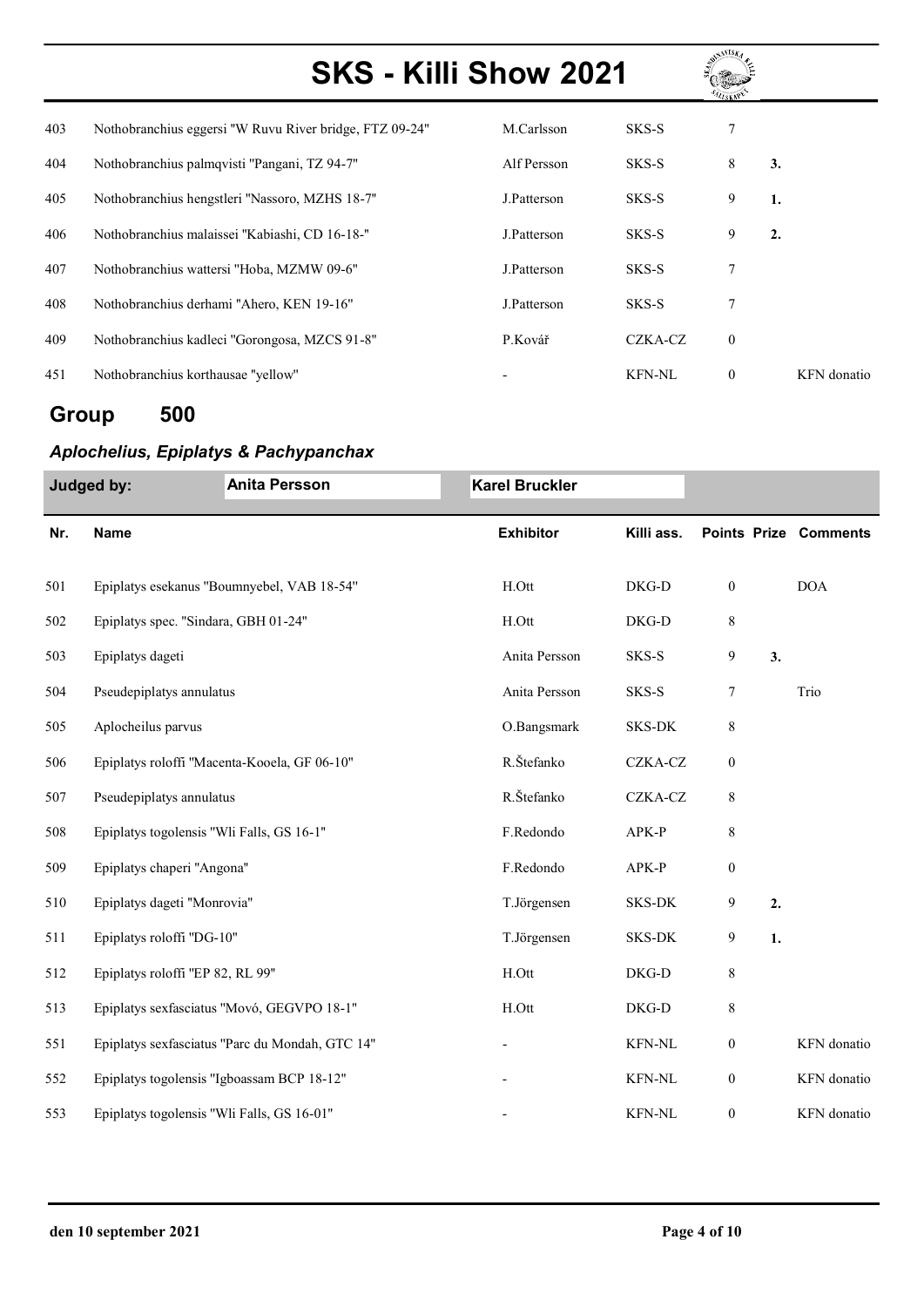| Nr. | Name | Exhibitor | Killi ass. | Points | Prize | Comments |
|---|---|---|---|---|---|---|
| 403 | Nothobranchius eggersi "W Ruvu River bridge, FTZ 09-24" | M.Carlsson | SKS-S | 7 | | |
| 404 | Nothobranchius palmqvisti "Pangani, TZ 94-7" | Alf Persson | SKS-S | 8 | 3. | |
| 405 | Nothobranchius hengstleri "Nassoro, MZHS 18-7" | J.Patterson | SKS-S | 9 | 1. | |
| 406 | Nothobranchius malaissei "Kabiashi, CD 16-18-" | J.Patterson | SKS-S | 9 | 2. | |
| 407 | Nothobranchius wattersi "Hoba, MZMW 09-6" | J.Patterson | SKS-S | 7 | | |
| 408 | Nothobranchius derhami "Ahero, KEN 19-16" | J.Patterson | SKS-S | 7 | | |
| 409 | Nothobranchius kadleci "Gorongosa, MZCS 91-8" | P.Kovář | CZKA-CZ | 0 | | |
| 451 | Nothobranchius korthausae "yellow" | - | KFN-NL | 0 | | KFN donatio |

## Group 500

### *Aplochelius, Epiplatys & Pachypanchax*

**Judged by:** Anita Persson, Karel Bruckler

| Nr. | Name | Exhibitor | Killi ass. | Points | Prize | Comments |
|---|---|---|---|---|---|---|
| 501 | Epiplatys esekanus "Boumnyebel, VAB 18-54" | H.Ott | DKG-D | 0 | | DOA |
| 502 | Epiplatys spec. "Sindara, GBH 01-24" | H.Ott | DKG-D | 8 | | |
| 503 | Epiplatys dageti | Anita Persson | SKS-S | 9 | 3. | |
| 504 | Pseudepiplatys annulatus | Anita Persson | SKS-S | 7 | | Trio |
| 505 | Aplocheilus parvus | O.Bangsmark | SKS-DK | 8 | | |
| 506 | Epiplatys roloffi "Macenta-Kooela, GF 06-10" | R.Štefanko | CZKA-CZ | 0 | | |
| 507 | Pseudepiplatys annulatus | R.Štefanko | CZKA-CZ | 8 | | |
| 508 | Epiplatys togolensis "Wli Falls, GS 16-1" | F.Redondo | APK-P | 8 | | |
| 509 | Epiplatys chaperi "Angona" | F.Redondo | APK-P | 0 | | |
| 510 | Epiplatys dageti "Monrovia" | T.Jörgensen | SKS-DK | 9 | 2. | |
| 511 | Epiplatys roloffi "DG-10" | T.Jörgensen | SKS-DK | 9 | 1. | |
| 512 | Epiplatys roloffi "EP 82, RL 99" | H.Ott | DKG-D | 8 | | |
| 513 | Epiplatys sexfasciatus "Movó, GEGVPO 18-1" | H.Ott | DKG-D | 8 | | |
| 551 | Epiplatys sexfasciatus "Parc du Mondah, GTC 14" | - | KFN-NL | 0 | | KFN donatio |
| 552 | Epiplatys togolensis "Igboassam BCP 18-12" | - | KFN-NL | 0 | | KFN donatio |
| 553 | Epiplatys togolensis "Wli Falls, GS 16-01" | - | KFN-NL | 0 | | KFN donatio |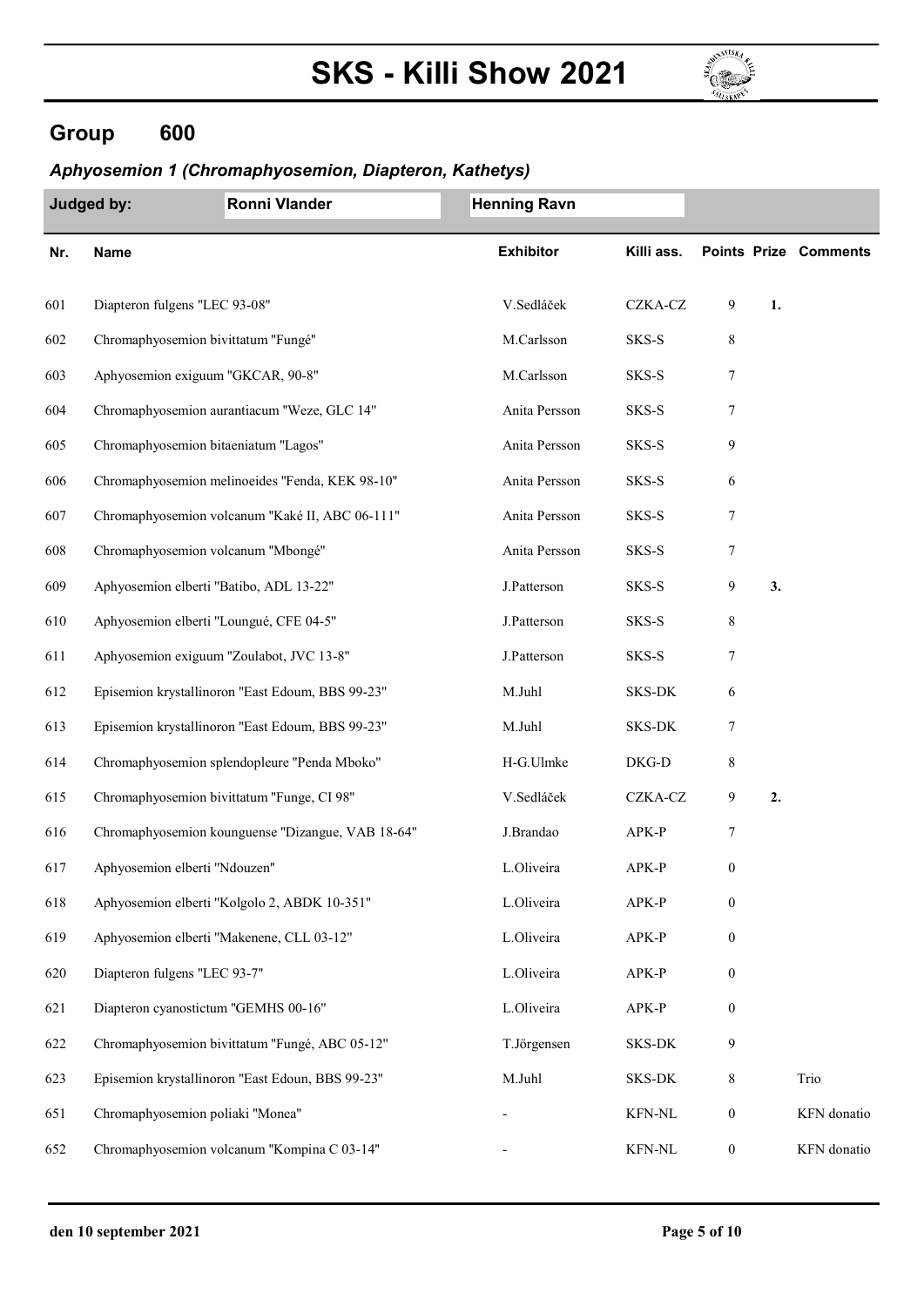# SKS - Killi Show 2021

## Group 600

### *Aphyosemion 1 (Chromaphyosemion, Diapteron, Kathetys)*

**Judged by:** Ronni Vlander, Henning Ravn

| Nr. | Name | Exhibitor | Killi ass. | Points | Prize | Comments |
|---|---|---|---|---|---|---|
| 601 | Diapteron fulgens "LEC 93-08" | V.Sedláček | CZKA-CZ | 9 | 1. | |
| 602 | Chromaphyosemion bivittatum "Fungé" | M.Carlsson | SKS-S | 8 | | |
| 603 | Aphyosemion exiguum "GKCAR, 90-8" | M.Carlsson | SKS-S | 7 | | |
| 604 | Chromaphyosemion aurantiacum "Weze, GLC 14" | Anita Persson | SKS-S | 7 | | |
| 605 | Chromaphyosemion bitaeniatum "Lagos" | Anita Persson | SKS-S | 9 | | |
| 606 | Chromaphyosemion melinoeides "Fenda, KEK 98-10" | Anita Persson | SKS-S | 6 | | |
| 607 | Chromaphyosemion volcanum "Kaké II, ABC 06-111" | Anita Persson | SKS-S | 7 | | |
| 608 | Chromaphyosemion volcanum "Mbongé" | Anita Persson | SKS-S | 7 | | |
| 609 | Aphyosemion elberti "Batibo, ADL 13-22" | J.Patterson | SKS-S | 9 | 3. | |
| 610 | Aphyosemion elberti "Loungué, CFE 04-5" | J.Patterson | SKS-S | 8 | | |
| 611 | Aphyosemion exiguum "Zoulabot, JVC 13-8" | J.Patterson | SKS-S | 7 | | |
| 612 | Episemion krystallinoron "East Edoum, BBS 99-23" | M.Juhl | SKS-DK | 6 | | |
| 613 | Episemion krystallinoron "East Edoum, BBS 99-23" | M.Juhl | SKS-DK | 7 | | |
| 614 | Chromaphyosemion splendopleure "Penda Mboko" | H-G.Ulmke | DKG-D | 8 | | |
| 615 | Chromaphyosemion bivittatum "Funge, CI 98" | V.Sedláček | CZKA-CZ | 9 | 2. | |
| 616 | Chromaphyosemion kounguense "Dizangue, VAB 18-64" | J.Brandao | APK-P | 7 | | |
| 617 | Aphyosemion elberti "Ndouzen" | L.Oliveira | APK-P | 0 | | |
| 618 | Aphyosemion elberti "Kolgolo 2, ABDK 10-351" | L.Oliveira | APK-P | 0 | | |
| 619 | Aphyosemion elberti "Makenene, CLL 03-12" | L.Oliveira | APK-P | 0 | | |
| 620 | Diapteron fulgens "LEC 93-7" | L.Oliveira | APK-P | 0 | | |
| 621 | Diapteron cyanostictum "GEMHS 00-16" | L.Oliveira | APK-P | 0 | | |
| 622 | Chromaphyosemion bivittatum "Fungé, ABC 05-12" | T.Jörgensen | SKS-DK | 9 | | |
| 623 | Episemion krystallinoron "East Edoun, BBS 99-23" | M.Juhl | SKS-DK | 8 | | Trio |
| 651 | Chromaphyosemion poliaki "Monea" | - | KFN-NL | 0 | | KFN donatio |
| 652 | Chromaphyosemion volcanum "Kompina C 03-14" | - | KFN-NL | 0 | | KFN donatio |

**den 10 september 2021**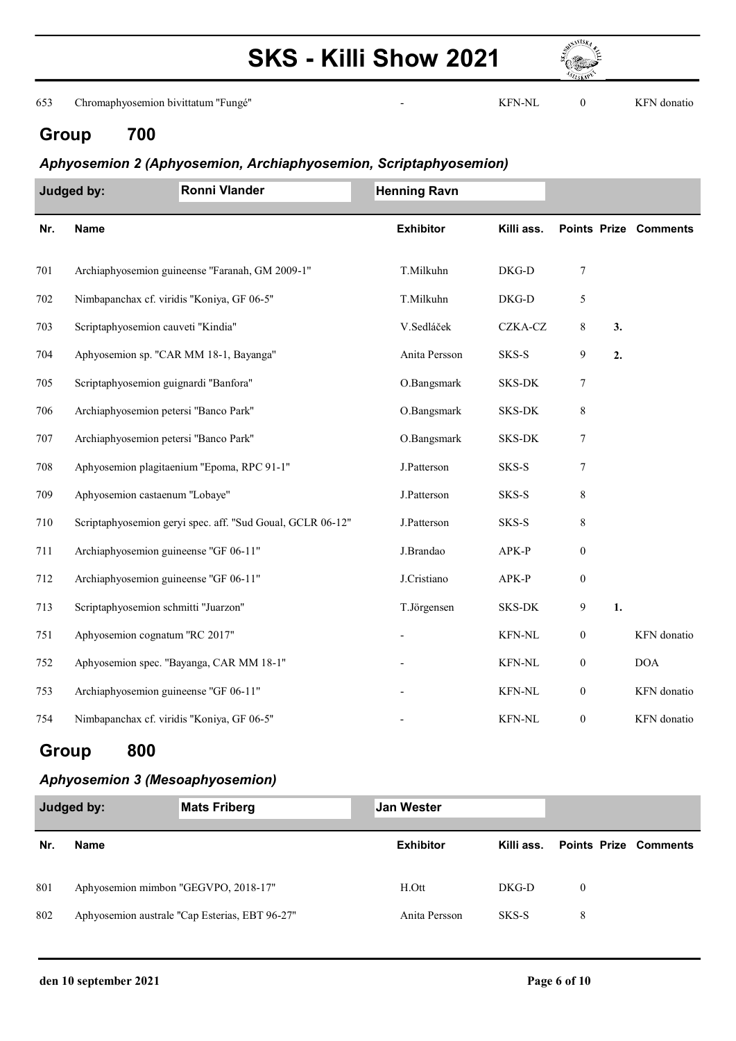| 653 | Chromaphyosemion bivittatum "Fungé" | - | KFN-NL | 0 | | KFN donatio |
|---|---|---|---|---|---|---|

## Group 700

### *Aphyosemion 2 (Aphyosemion, Archiaphyosemion, Scriptaphyosemion)*

**Judged by:** Ronni Vlander, Henning Ravn

| Nr. | Name | Exhibitor | Killi ass. | Points | Prize | Comments |
|---|---|---|---|---|---|---|
| 701 | Archiaphyosemion guineense "Faranah, GM 2009-1" | T.Milkuhn | DKG-D | 7 | | |
| 702 | Nimbapanchax cf. viridis "Koniya, GF 06-5" | T.Milkuhn | DKG-D | 5 | | |
| 703 | Scriptaphyosemion cauveti "Kindia" | V.Sedláček | CZKA-CZ | 8 | 3. | |
| 704 | Aphyosemion sp. "CAR MM 18-1, Bayanga" | Anita Persson | SKS-S | 9 | 2. | |
| 705 | Scriptaphyosemion guignardi "Banfora" | O.Bangsmark | SKS-DK | 7 | | |
| 706 | Archiaphyosemion petersi "Banco Park" | O.Bangsmark | SKS-DK | 8 | | |
| 707 | Archiaphyosemion petersi "Banco Park" | O.Bangsmark | SKS-DK | 7 | | |
| 708 | Aphyosemion plagitaenium "Epoma, RPC 91-1" | J.Patterson | SKS-S | 7 | | |
| 709 | Aphyosemion castaenum "Lobaye" | J.Patterson | SKS-S | 8 | | |
| 710 | Scriptaphyosemion geryi spec. aff. "Sud Goual, GCLR 06-12" | J.Patterson | SKS-S | 8 | | |
| 711 | Archiaphyosemion guineense "GF 06-11" | J.Brandao | APK-P | 0 | | |
| 712 | Archiaphyosemion guineense "GF 06-11" | J.Cristiano | APK-P | 0 | | |
| 713 | Scriptaphyosemion schmitti "Juarzon" | T.Jörgensen | SKS-DK | 9 | 1. | |
| 751 | Aphyosemion cognatum "RC 2017" | - | KFN-NL | 0 | | KFN donatio |
| 752 | Aphyosemion spec. "Bayanga, CAR MM 18-1" | - | KFN-NL | 0 | | DOA |
| 753 | Archiaphyosemion guineense "GF 06-11" | - | KFN-NL | 0 | | KFN donatio |
| 754 | Nimbapanchax cf. viridis "Koniya, GF 06-5" | - | KFN-NL | 0 | | KFN donatio |

## Group 800

### *Aphyosemion 3 (Mesoaphyosemion)*

**Judged by:** Mats Friberg, Jan Wester

| Nr. | Name | Exhibitor | Killi ass. | Points | Prize | Comments |
|---|---|---|---|---|---|---|
| 801 | Aphyosemion mimbon "GEGVPO, 2018-17" | H.Ott | DKG-D | 0 | | |
| 802 | Aphyosemion australe "Cap Esterias, EBT 96-27" | Anita Persson | SKS-S | 8 | | |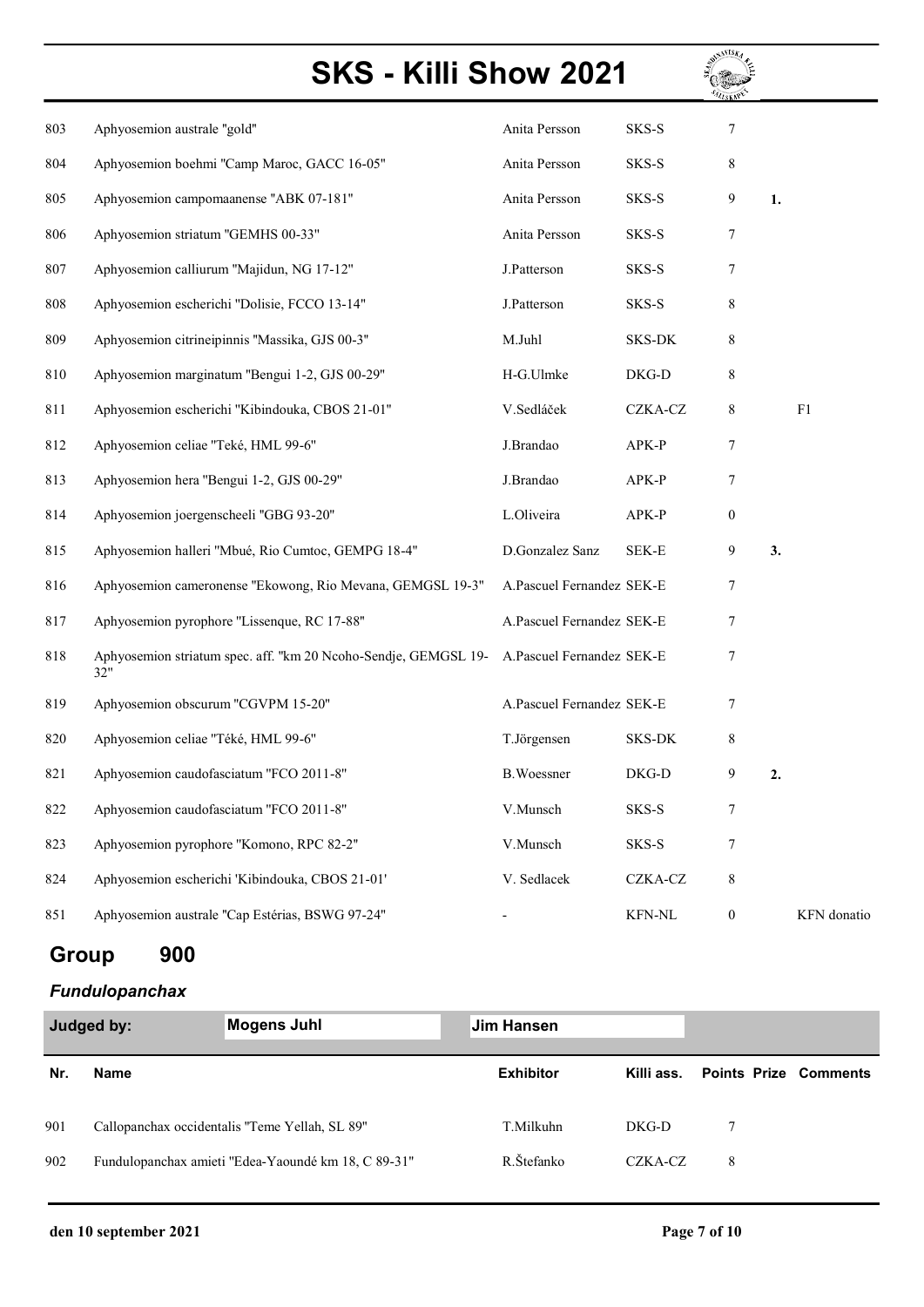| Nr. | Name | Exhibitor | Killi ass. | Points | Prize | Comments |
|---|---|---|---|---|---|---|
| 803 | Aphyosemion australe "gold" | Anita Persson | SKS-S | 7 | | |
| 804 | Aphyosemion boehmi "Camp Maroc, GACC 16-05" | Anita Persson | SKS-S | 8 | | |
| 805 | Aphyosemion campomaanense "ABK 07-181" | Anita Persson | SKS-S | 9 | 1. | |
| 806 | Aphyosemion striatum "GEMHS 00-33" | Anita Persson | SKS-S | 7 | | |
| 807 | Aphyosemion calliurum "Majidun, NG 17-12" | J.Patterson | SKS-S | 7 | | |
| 808 | Aphyosemion escherichi "Dolisie, FCCO 13-14" | J.Patterson | SKS-S | 8 | | |
| 809 | Aphyosemion citrineipinnis "Massika, GJS 00-3" | M.Juhl | SKS-DK | 8 | | |
| 810 | Aphyosemion marginatum "Bengui 1-2, GJS 00-29" | H-G.Ulmke | DKG-D | 8 | | |
| 811 | Aphyosemion escherichi "Kibindouka, CBOS 21-01" | V.Sedláček | CZKA-CZ | 8 | | F1 |
| 812 | Aphyosemion celiae "Teké, HML 99-6" | J.Brandao | APK-P | 7 | | |
| 813 | Aphyosemion hera "Bengui 1-2, GJS 00-29" | J.Brandao | APK-P | 7 | | |
| 814 | Aphyosemion joergenscheeli "GBG 93-20" | L.Oliveira | APK-P | 0 | | |
| 815 | Aphyosemion halleri "Mbué, Rio Cumtoc, GEMPG 18-4" | D.Gonzalez Sanz | SEK-E | 9 | 3. | |
| 816 | Aphyosemion cameronense "Ekowong, Rio Mevana, GEMGSL 19-3" | A.Pascuel Fernandez | SEK-E | 7 | | |
| 817 | Aphyosemion pyrophore "Lissenque, RC 17-88" | A.Pascuel Fernandez | SEK-E | 7 | | |
| 818 | Aphyosemion striatum spec. aff. "km 20 Ncoho-Sendje, GEMGSL 19-32" | A.Pascuel Fernandez | SEK-E | 7 | | |
| 819 | Aphyosemion obscurum "CGVPM 15-20" | A.Pascuel Fernandez | SEK-E | 7 | | |
| 820 | Aphyosemion celiae "Téké, HML 99-6" | T.Jörgensen | SKS-DK | 8 | | |
| 821 | Aphyosemion caudofasciatum "FCO 2011-8" | B.Woessner | DKG-D | 9 | 2. | |
| 822 | Aphyosemion caudofasciatum "FCO 2011-8" | V.Munsch | SKS-S | 7 | | |
| 823 | Aphyosemion pyrophore "Komono, RPC 82-2" | V.Munsch | SKS-S | 7 | | |
| 824 | Aphyosemion escherichi 'Kibindouka, CBOS 21-01' | V. Sedlacek | CZKA-CZ | 8 | | |
| 851 | Aphyosemion australe "Cap Estérias, BSWG 97-24" | - | KFN-NL | 0 | | KFN donatio |

## Group 900

### *Fundulopanchax*

**Judged by:** Mogens Juhl, Jim Hansen

| Nr. | Name | Exhibitor | Killi ass. | Points | Prize | Comments |
|---|---|---|---|---|---|---|
| 901 | Callopanchax occidentalis "Teme Yellah, SL 89" | T.Milkuhn | DKG-D | 7 | | |
| 902 | Fundulopanchax amieti "Edea-Yaoundé km 18, C 89-31" | R.Štefanko | CZKA-CZ | 8 | | |

den 10 september 2021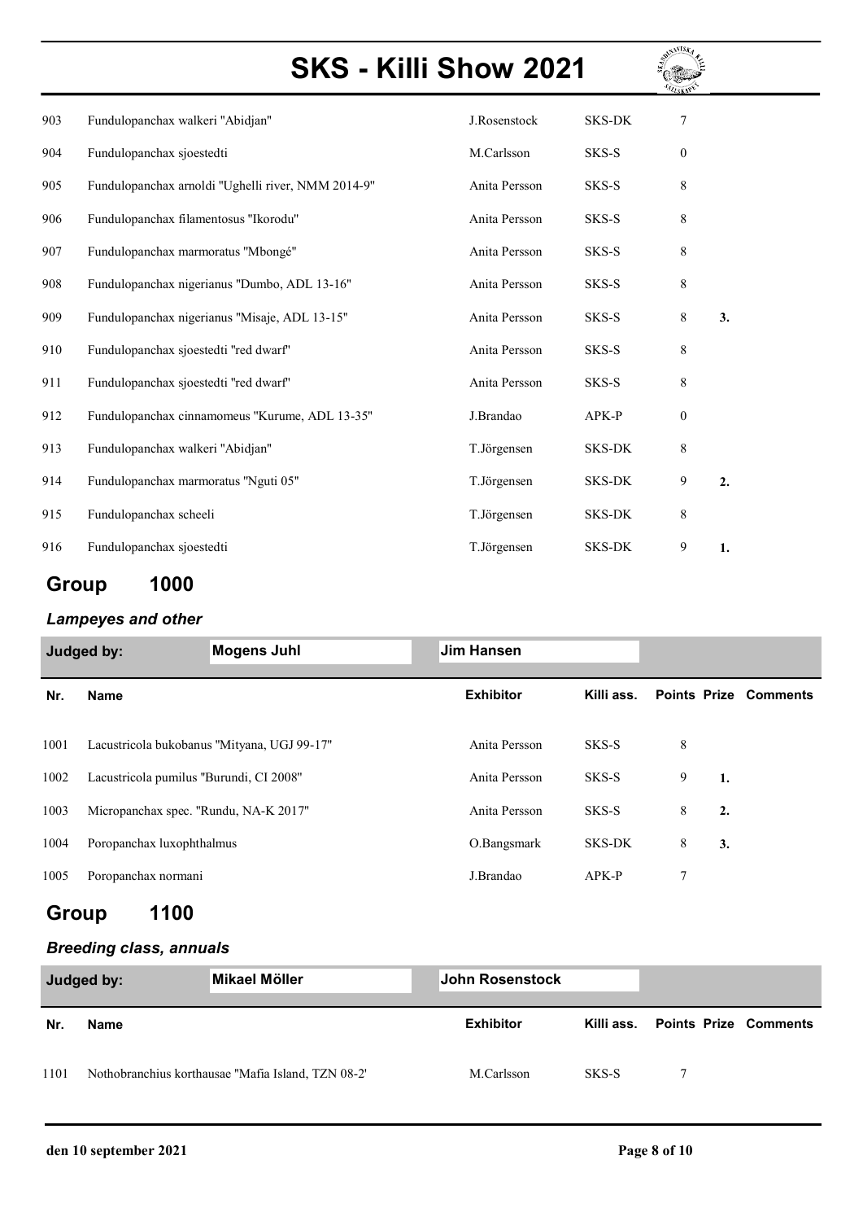| Nr. | Name | Exhibitor | Killi ass. | Points | Prize | Comments |
|---|---|---|---|---|---|---|
| 903 | Fundulopanchax walkeri "Abidjan" | J.Rosenstock | SKS-DK | 7 | | |
| 904 | Fundulopanchax sjoestedti | M.Carlsson | SKS-S | 0 | | |
| 905 | Fundulopanchax arnoldi "Ughelli river, NMM 2014-9" | Anita Persson | SKS-S | 8 | | |
| 906 | Fundulopanchax filamentosus "Ikorodu" | Anita Persson | SKS-S | 8 | | |
| 907 | Fundulopanchax marmoratus "Mbongé" | Anita Persson | SKS-S | 8 | | |
| 908 | Fundulopanchax nigerianus "Dumbo, ADL 13-16" | Anita Persson | SKS-S | 8 | | |
| 909 | Fundulopanchax nigerianus "Misaje, ADL 13-15" | Anita Persson | SKS-S | 8 | 3. | |
| 910 | Fundulopanchax sjoestedti "red dwarf" | Anita Persson | SKS-S | 8 | | |
| 911 | Fundulopanchax sjoestedti "red dwarf" | Anita Persson | SKS-S | 8 | | |
| 912 | Fundulopanchax cinnamomeus "Kurume, ADL 13-35" | J.Brandao | APK-P | 0 | | |
| 913 | Fundulopanchax walkeri "Abidjan" | T.Jörgensen | SKS-DK | 8 | | |
| 914 | Fundulopanchax marmoratus "Nguti 05" | T.Jörgensen | SKS-DK | 9 | 2. | |
| 915 | Fundulopanchax scheeli | T.Jörgensen | SKS-DK | 8 | | |
| 916 | Fundulopanchax sjoestedti | T.Jörgensen | SKS-DK | 9 | 1. | |

## Group 1000

### *Lampeyes and other*

**Judged by:** Mogens Juhl, Jim Hansen

| Nr. | Name | Exhibitor | Killi ass. | Points | Prize | Comments |
|---|---|---|---|---|---|---|
| 1001 | Lacustricola bukobanus "Mityana, UGJ 99-17" | Anita Persson | SKS-S | 8 | | |
| 1002 | Lacustricola pumilus "Burundi, CI 2008" | Anita Persson | SKS-S | 9 | 1. | |
| 1003 | Micropanchax spec. "Rundu, NA-K 2017" | Anita Persson | SKS-S | 8 | 2. | |
| 1004 | Poropanchax luxophthalmus | O.Bangsmark | SKS-DK | 8 | 3. | |
| 1005 | Poropanchax normani | J.Brandao | APK-P | 7 | | |

## Group 1100

### *Breeding class, annuals*

**Judged by:** Mikael Möller, John Rosenstock

| Nr. | Name | Exhibitor | Killi ass. | Points | Prize | Comments |
|---|---|---|---|---|---|---|
| 1101 | Nothobranchius korthausae "Mafia Island, TZN 08-2' | M.Carlsson | SKS-S | 7 | | |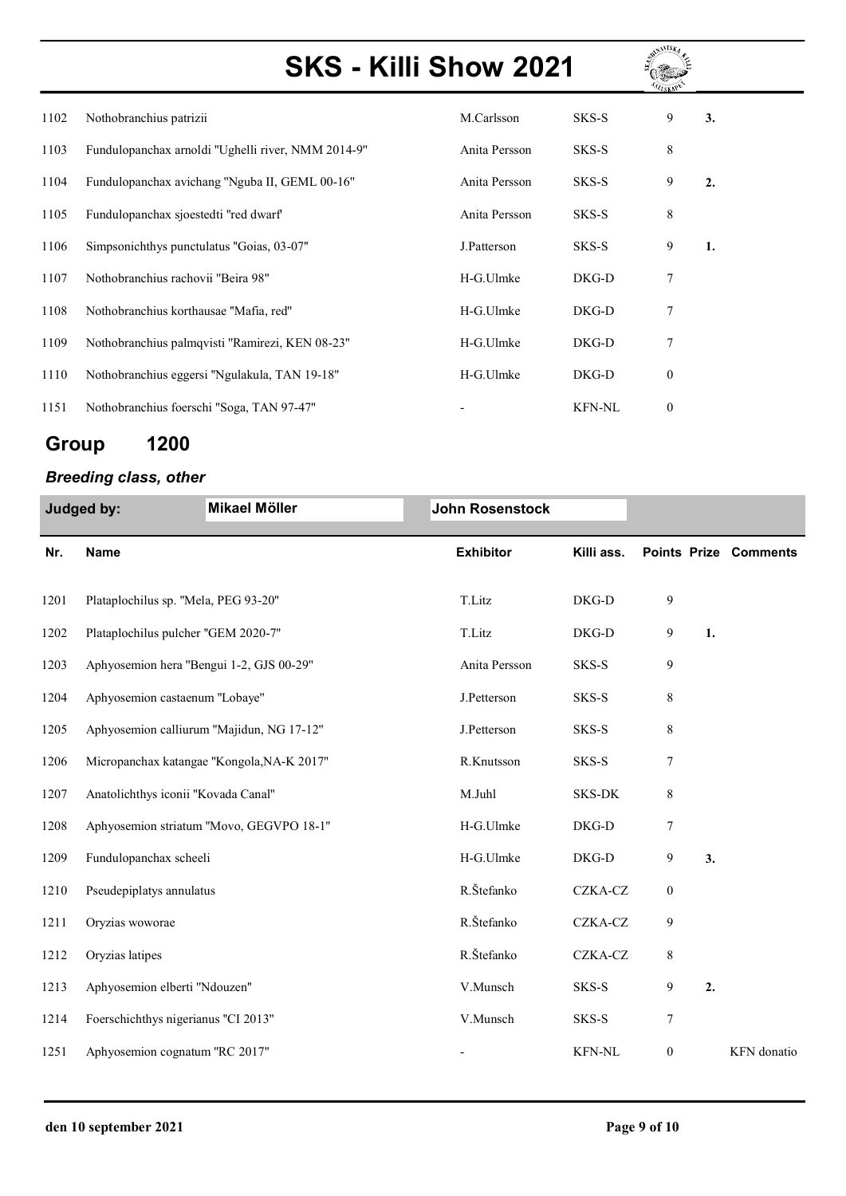| Nr. | Name | Exhibitor | Killi ass. | Points | Prize | Comments |
|---|---|---|---|---|---|---|
| 1102 | Nothobranchius patrizii | M.Carlsson | SKS-S | 9 | 3. | |
| 1103 | Fundulopanchax arnoldi "Ughelli river, NMM 2014-9" | Anita Persson | SKS-S | 8 | | |
| 1104 | Fundulopanchax avichang "Nguba II, GEML 00-16" | Anita Persson | SKS-S | 9 | 2. | |
| 1105 | Fundulopanchax sjoestedti "red dwarf' | Anita Persson | SKS-S | 8 | | |
| 1106 | Simpsonichthys punctulatus "Goias, 03-07" | J.Patterson | SKS-S | 9 | 1. | |
| 1107 | Nothobranchius rachovii "Beira 98" | H-G.Ulmke | DKG-D | 7 | | |
| 1108 | Nothobranchius korthausae "Mafia, red" | H-G.Ulmke | DKG-D | 7 | | |
| 1109 | Nothobranchius palmqvisti "Ramirezi, KEN 08-23" | H-G.Ulmke | DKG-D | 7 | | |
| 1110 | Nothobranchius eggersi "Ngulakula, TAN 19-18" | H-G.Ulmke | DKG-D | 0 | | |
| 1151 | Nothobranchius foerschi "Soga, TAN 97-47" | - | KFN-NL | 0 | | |

## Group 1200

### *Breeding class, other*

**Judged by:** Mikael Möller, John Rosenstock

| Nr. | Name | Exhibitor | Killi ass. | Points | Prize | Comments |
|---|---|---|---|---|---|---|
| 1201 | Plataplochilus sp. "Mela, PEG 93-20" | T.Litz | DKG-D | 9 | | |
| 1202 | Plataplochilus pulcher "GEM 2020-7" | T.Litz | DKG-D | 9 | 1. | |
| 1203 | Aphyosemion hera "Bengui 1-2, GJS 00-29" | Anita Persson | SKS-S | 9 | | |
| 1204 | Aphyosemion castaenum "Lobaye" | J.Petterson | SKS-S | 8 | | |
| 1205 | Aphyosemion calliurum "Majidun, NG 17-12" | J.Petterson | SKS-S | 8 | | |
| 1206 | Micropanchax katangae "Kongola,NA-K 2017" | R.Knutsson | SKS-S | 7 | | |
| 1207 | Anatolichthys iconii "Kovada Canal" | M.Juhl | SKS-DK | 8 | | |
| 1208 | Aphyosemion striatum "Movo, GEGVPO 18-1" | H-G.Ulmke | DKG-D | 7 | | |
| 1209 | Fundulopanchax scheeli | H-G.Ulmke | DKG-D | 9 | 3. | |
| 1210 | Pseudepiplatys annulatus | R.Štefanko | CZKA-CZ | 0 | | |
| 1211 | Oryzias woworae | R.Štefanko | CZKA-CZ | 9 | | |
| 1212 | Oryzias latipes | R.Štefanko | CZKA-CZ | 8 | | |
| 1213 | Aphyosemion elberti "Ndouzen" | V.Munsch | SKS-S | 9 | 2. | |
| 1214 | Foerschichthys nigerianus "CI 2013" | V.Munsch | SKS-S | 7 | | |
| 1251 | Aphyosemion cognatum "RC 2017" | - | KFN-NL | 0 | | KFN donatio |

den 10 september 2021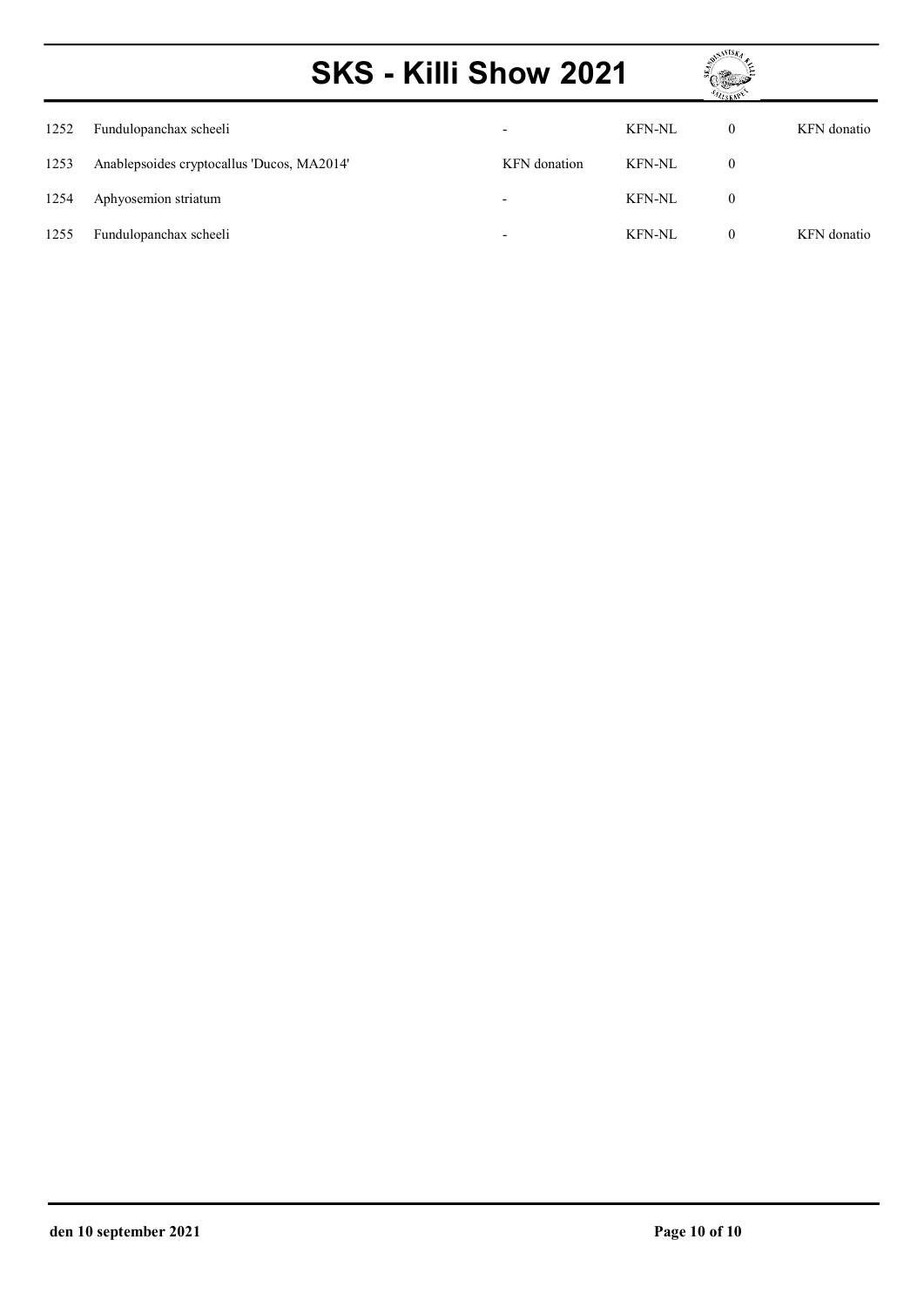| | | | | | |
|---|---|---|---|---|---|
| 1252 | Fundulopanchax scheeli | - | KFN-NL | 0 | KFN donatio |
| 1253 | Anablepsoides cryptocallus 'Ducos, MA2014' | KFN donation | KFN-NL | 0 | |
| 1254 | Aphyosemion striatum | - | KFN-NL | 0 | |
| 1255 | Fundulopanchax scheeli | - | KFN-NL | 0 | KFN donatio |